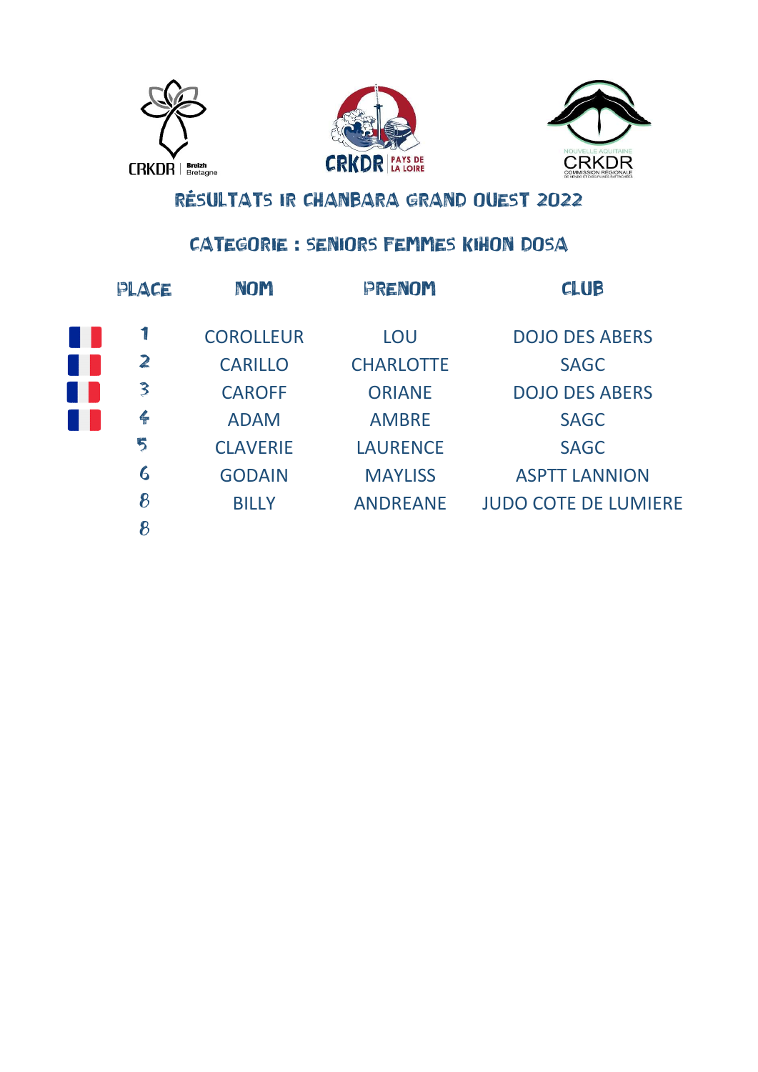CRKDR Breizh Bretagne | CRKDR Pays de la Loire | Nouvelle Aquitaine CRKDR Commission Régionale de Kendo et Disciplines Rattachées

# RÉSULTATS IR CHANBARA GRAND OUEST 2022

## CATEGORIE : SENIORS FEMMES KIHON DOSA

| PLACE | NOM | PRENOM | CLUB |
|---|---|---|---|
| 1 | COROLLEUR | LOU | DOJO DES ABERS |
| 2 | CARILLO | CHARLOTTE | SAGC |
| 3 | CAROFF | ORIANE | DOJO DES ABERS |
| 4 | ADAM | AMBRE | SAGC |
| 5 | CLAVERIE | LAURENCE | SAGC |
| 6 | GODAIN | MAYLISS | ASPTT LANNION |
| 8 | BILLY | ANDREANE | JUDO COTE DE LUMIERE |
| 8 | | | |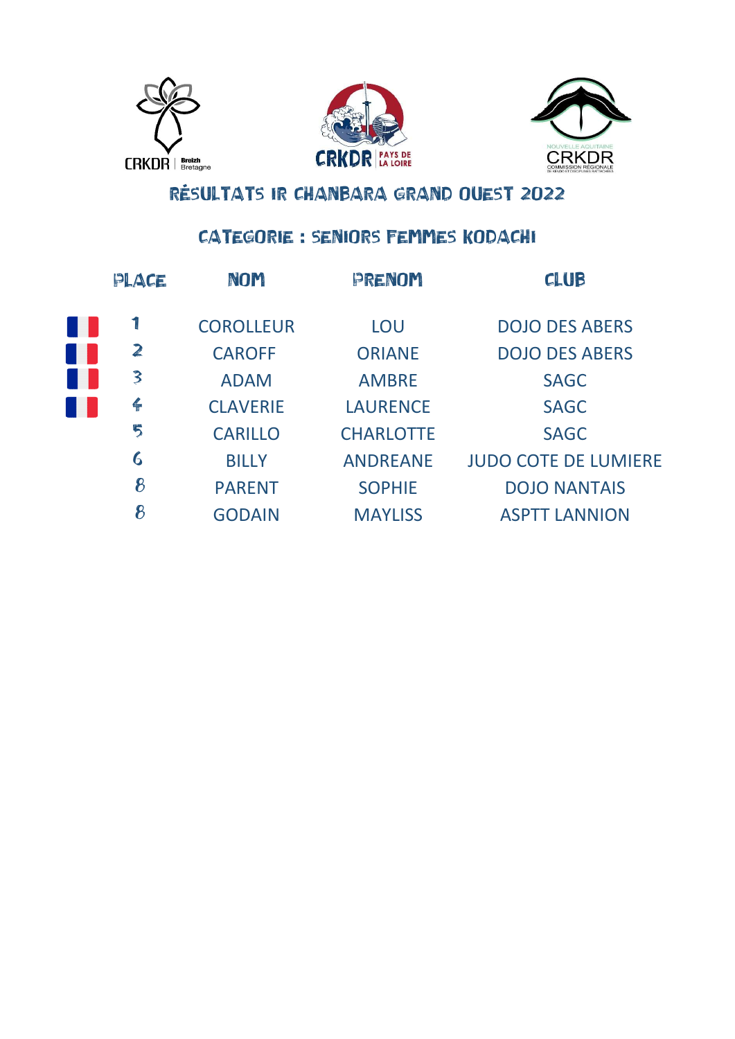# RÉSULTATS IR CHANBARA GRAND OUEST 2022

## CATEGORIE : SENIORS FEMMES KODACHI

| PLACE | NOM | PRENOM | CLUB |
|---|---|---|---|
| 1 | COROLLEUR | LOU | DOJO DES ABERS |
| 2 | CAROFF | ORIANE | DOJO DES ABERS |
| 3 | ADAM | AMBRE | SAGC |
| 4 | CLAVERIE | LAURENCE | SAGC |
| 5 | CARILLO | CHARLOTTE | SAGC |
| 6 | BILLY | ANDREANE | JUDO COTE DE LUMIERE |
| 8 | PARENT | SOPHIE | DOJO NANTAIS |
| 8 | GODAIN | MAYLISS | ASPTT LANNION |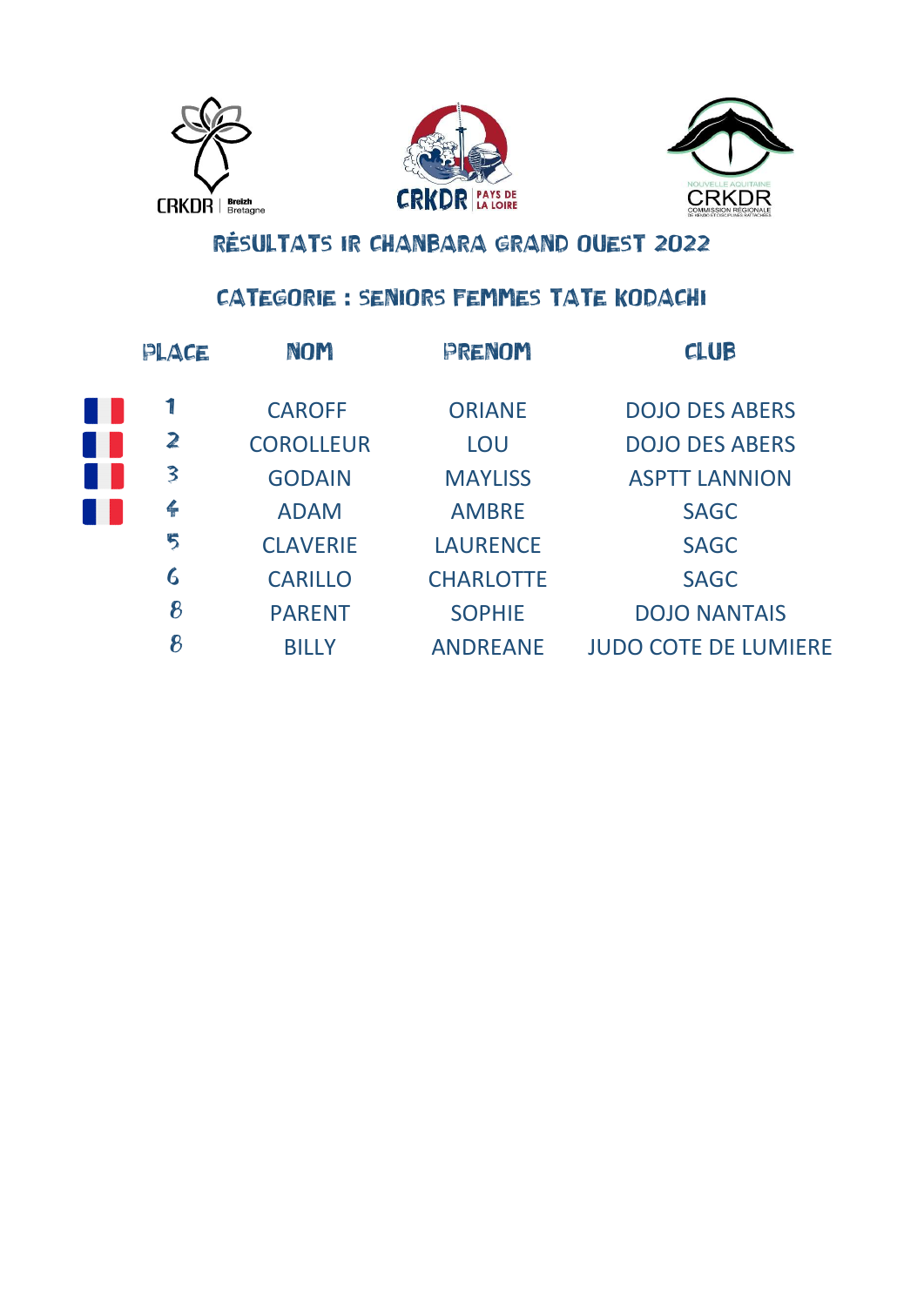# RÉSULTATS IR CHANBARA GRAND OUEST 2022

## CATEGORIE : SENIORS FEMMES TATE KODACHI

| PLACE | NOM | PRENOM | CLUB |
|---|---|---|---|
| 1 | CAROFF | ORIANE | DOJO DES ABERS |
| 2 | COROLLEUR | LOU | DOJO DES ABERS |
| 3 | GODAIN | MAYLISS | ASPTT LANNION |
| 4 | ADAM | AMBRE | SAGC |
| 5 | CLAVERIE | LAURENCE | SAGC |
| 6 | CARILLO | CHARLOTTE | SAGC |
| 8 | PARENT | SOPHIE | DOJO NANTAIS |
| 8 | BILLY | ANDREANE | JUDO COTE DE LUMIERE |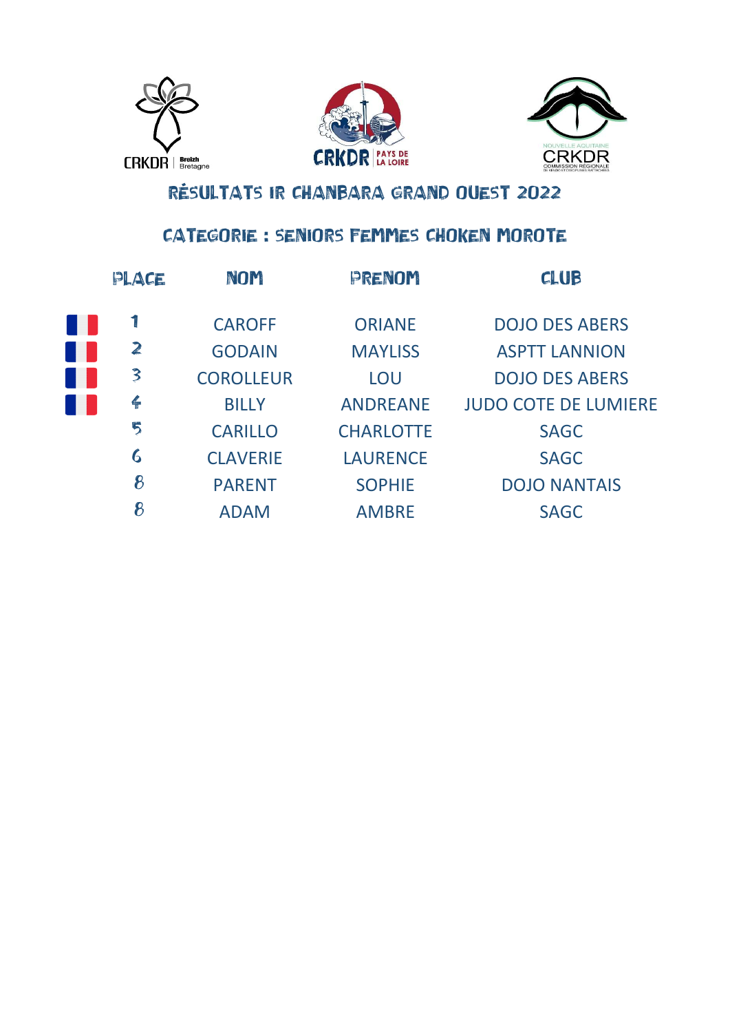CRKDR Breizh Bretagne — CRKDR Pays de la Loire — CRKDR Nouvelle Aquitaine Commission Régionale

# RÉSULTATS IR CHANBARA GRAND OUEST 2022

## CATEGORIE : SENIORS FEMMES CHOKEN MOROTE

| PLACE | NOM | PRENOM | CLUB |
|---|---|---|---|
| 1 | CAROFF | ORIANE | DOJO DES ABERS |
| 2 | GODAIN | MAYLISS | ASPTT LANNION |
| 3 | COROLLEUR | LOU | DOJO DES ABERS |
| 4 | BILLY | ANDREANE | JUDO COTE DE LUMIERE |
| 5 | CARILLO | CHARLOTTE | SAGC |
| 6 | CLAVERIE | LAURENCE | SAGC |
| 8 | PARENT | SOPHIE | DOJO NANTAIS |
| 8 | ADAM | AMBRE | SAGC |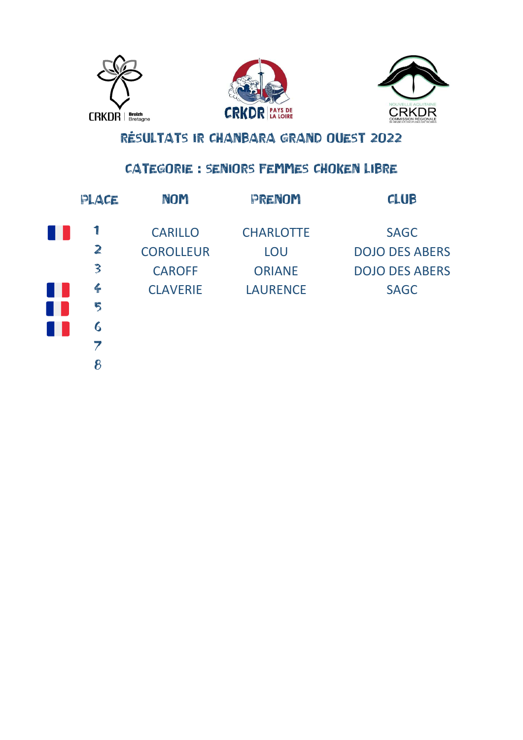CRKDR Breizh Bretagne — CRKDR Pays de la Loire — Nouvelle Aquitaine CRKDR Commission Régionale de Kendo et Disciplines Rattachées

# RÉSULTATS IR CHANBARA GRAND OUEST 2022

## CATEGORIE : SENIORS FEMMES CHOKEN LIBRE

| PLACE | NOM | PRENOM | CLUB |
|---|---|---|---|
| 1 | CARILLO | CHARLOTTE | SAGC |
| 2 | COROLLEUR | LOU | DOJO DES ABERS |
| 3 | CAROFF | ORIANE | DOJO DES ABERS |
| 4 | CLAVERIE | LAURENCE | SAGC |
| 5 | | | |
| 6 | | | |
| 7 | | | |
| 8 | | | |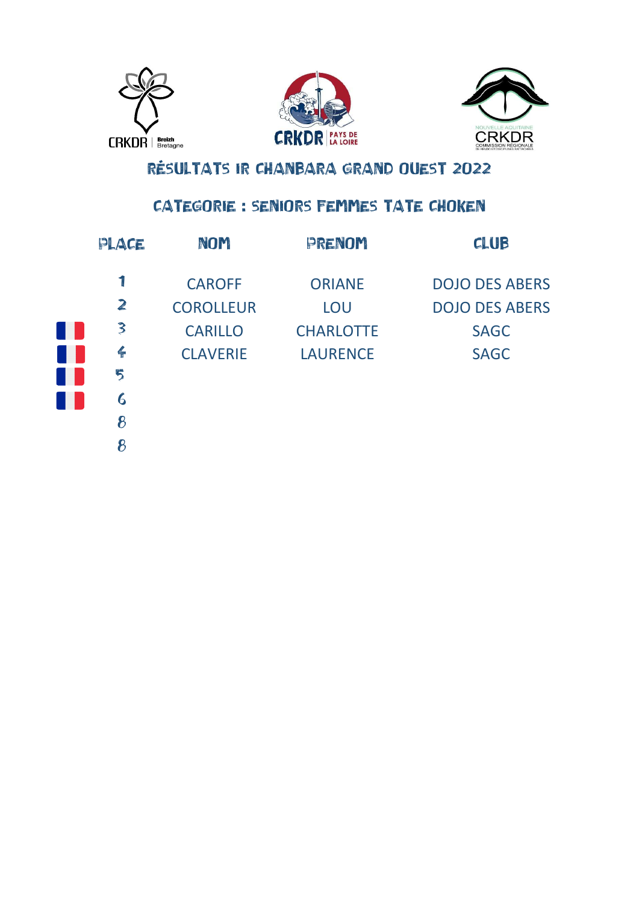CRKDR Breizh Bretagne | CRKDR Pays de la Loire | Nouvelle Aquitaine CRKDR Commission Régionale

# RÉSULTATS IR CHANBARA GRAND OUEST 2022

## CATEGORIE : SENIORS FEMMES TATE CHOKEN

| PLACE | NOM | PRENOM | CLUB |
|---|---|---|---|
| 1 | CAROFF | ORIANE | DOJO DES ABERS |
| 2 | COROLLEUR | LOU | DOJO DES ABERS |
| 3 | CARILLO | CHARLOTTE | SAGC |
| 4 | CLAVERIE | LAURENCE | SAGC |
| 5 | | | |
| 6 | | | |
| 8 | | | |
| 8 | | | |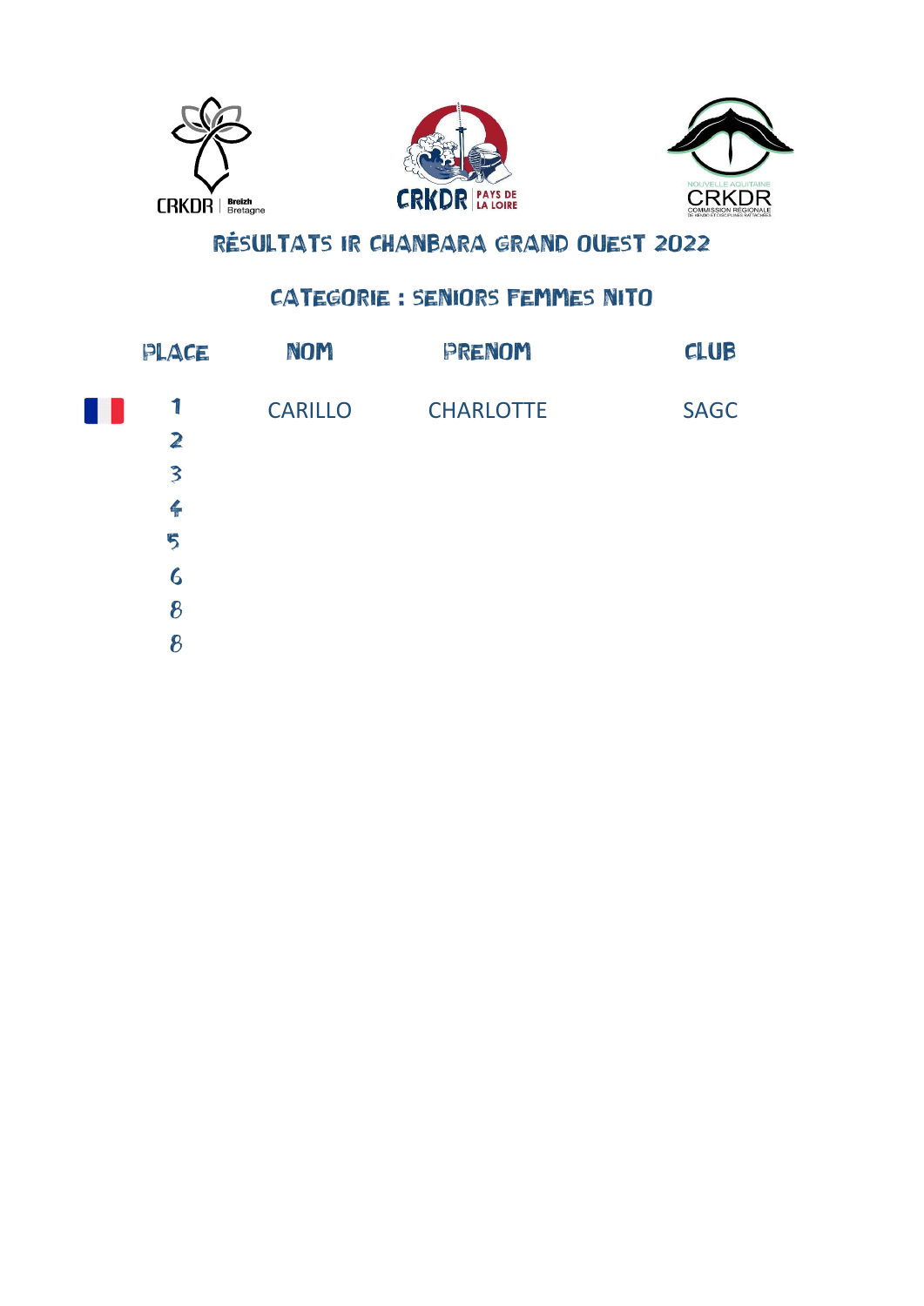CRKDR Breizh Bretagne

CRKDR PAYS DE LA LOIRE

NOUVELLE AQUITAINE CRKDR COMMISSION RÉGIONALE DE KENDO ET DISCIPLINES RATTACHÉES

# RÉSULTATS IR CHANBARA GRAND OUEST 2022

## CATEGORIE : SENIORS FEMMES NITO

| PLACE | NOM | PRENOM | CLUB |
|---|---|---|---|
| 1 | CARILLO | CHARLOTTE | SAGC |
| 2 | | | |
| 3 | | | |
| 4 | | | |
| 5 | | | |
| 6 | | | |
| 8 | | | |
| 8 | | | |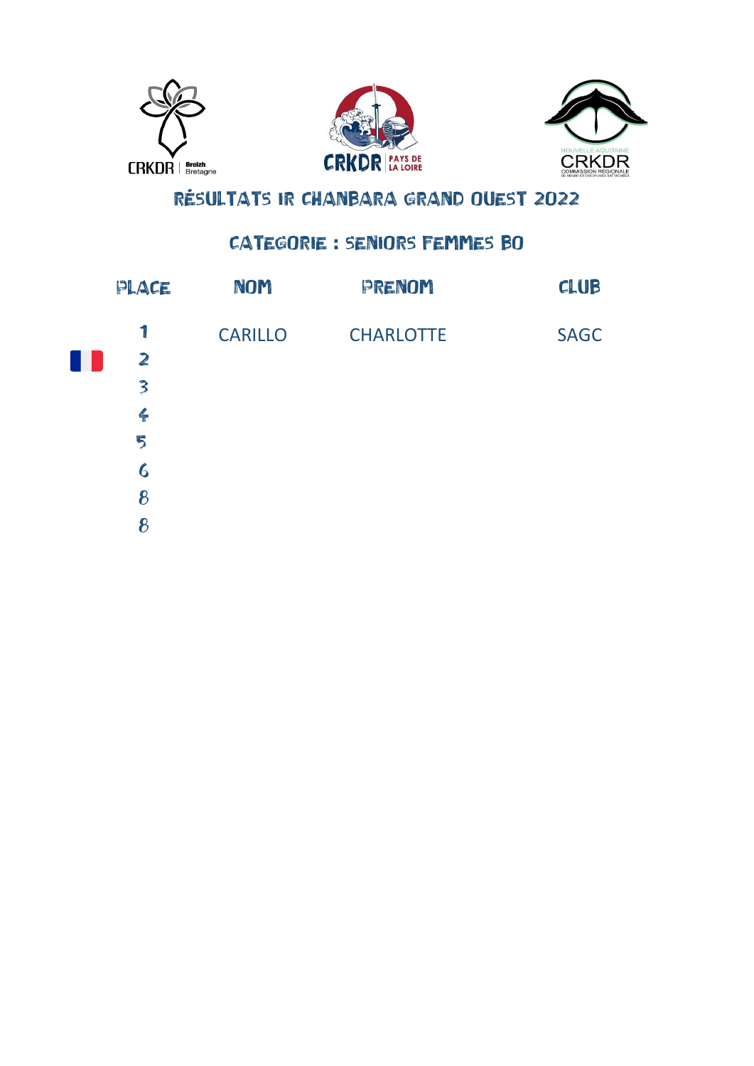CRKDR Breizh Bretagne

CRKDR PAYS DE LA LOIRE

NOUVELLE AQUITAINE CRKDR COMMISSION RÉGIONALE DE KENDO ET DISCIPLINES RATTACHÉES

# RÉSULTATS IR CHANBARA GRAND OUEST 2022

## CATEGORIE : SENIORS FEMMES BO

| PLACE | NOM | PRENOM | CLUB |
|---|---|---|---|
| 1 | CARILLO | CHARLOTTE | SAGC |
| 2 | | | |
| 3 | | | |
| 4 | | | |
| 5 | | | |
| 6 | | | |
| 8 | | | |
| 8 | | | |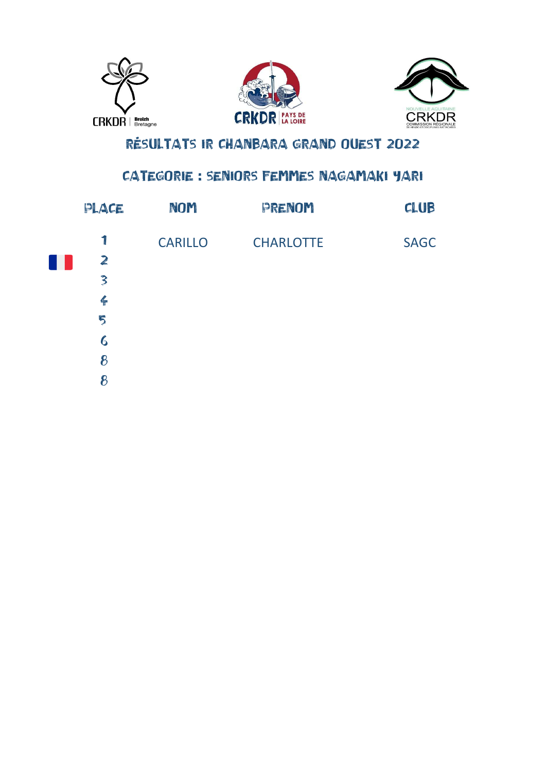# RÉSULTATS IR CHANBARA GRAND OUEST 2022

## CATEGORIE : SENIORS FEMMES NAGAMAKI YARI

| PLACE | NOM | PRENOM | CLUB |
|---|---|---|---|
| 1 | CARILLO | CHARLOTTE | SAGC |
| 2 | | | |
| 3 | | | |
| 4 | | | |
| 5 | | | |
| 6 | | | |
| 8 | | | |
| 8 | | | |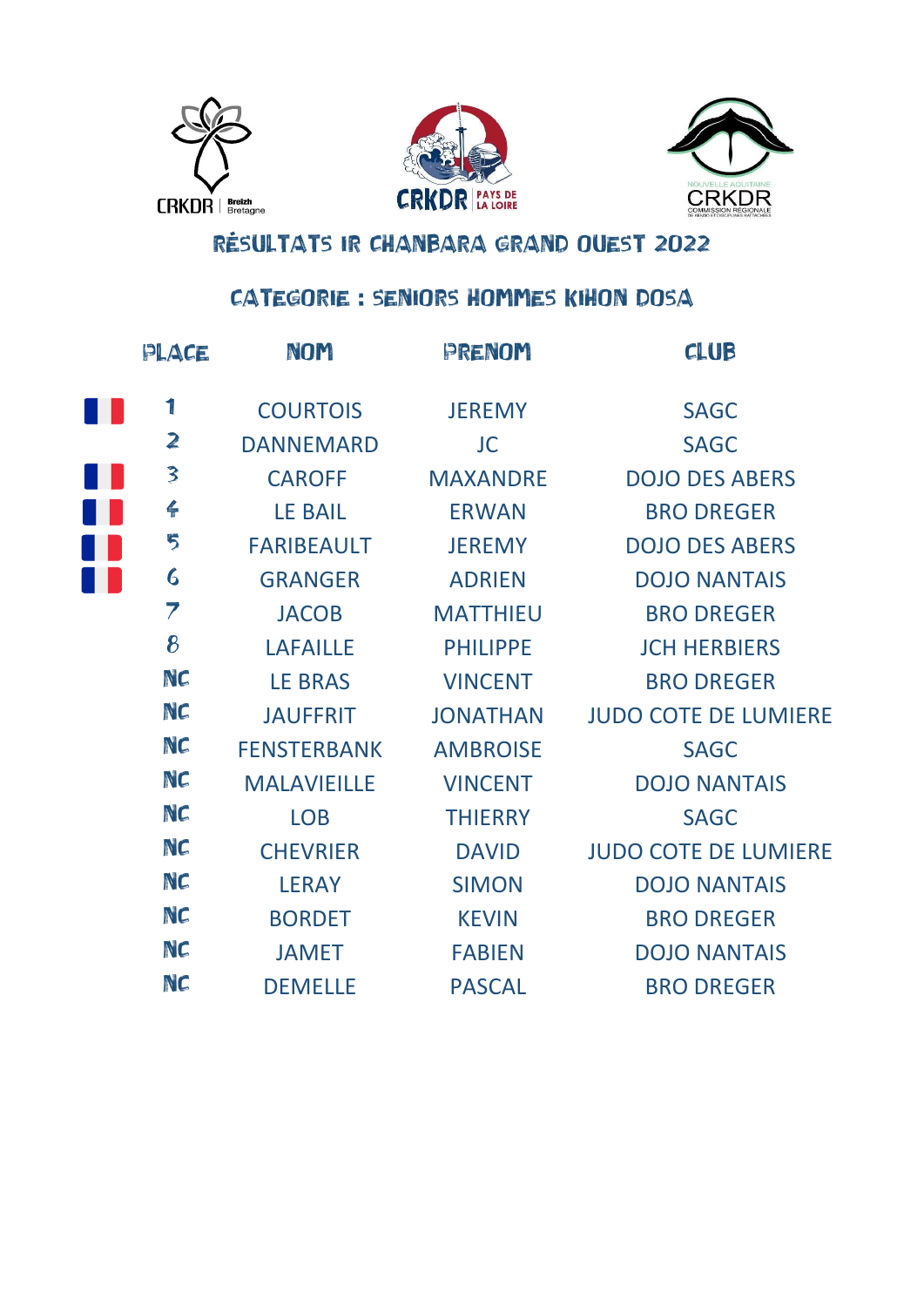# RÉSULTATS IR CHANBARA GRAND OUEST 2022

## CATEGORIE : SENIORS HOMMES KIHON DOSA

| PLACE | NOM | PRENOM | CLUB |
|---|---|---|---|
| 1 | COURTOIS | JEREMY | SAGC |
| 2 | DANNEMARD | JC | SAGC |
| 3 | CAROFF | MAXANDRE | DOJO DES ABERS |
| 4 | LE BAIL | ERWAN | BRO DREGER |
| 5 | FARIBEAULT | JEREMY | DOJO DES ABERS |
| 6 | GRANGER | ADRIEN | DOJO NANTAIS |
| 7 | JACOB | MATTHIEU | BRO DREGER |
| 8 | LAFAILLE | PHILIPPE | JCH HERBIERS |
| NC | LE BRAS | VINCENT | BRO DREGER |
| NC | JAUFFRIT | JONATHAN | JUDO COTE DE LUMIERE |
| NC | FENSTERBANK | AMBROISE | SAGC |
| NC | MALAVIEILLE | VINCENT | DOJO NANTAIS |
| NC | LOB | THIERRY | SAGC |
| NC | CHEVRIER | DAVID | JUDO COTE DE LUMIERE |
| NC | LERAY | SIMON | DOJO NANTAIS |
| NC | BORDET | KEVIN | BRO DREGER |
| NC | JAMET | FABIEN | DOJO NANTAIS |
| NC | DEMELLE | PASCAL | BRO DREGER |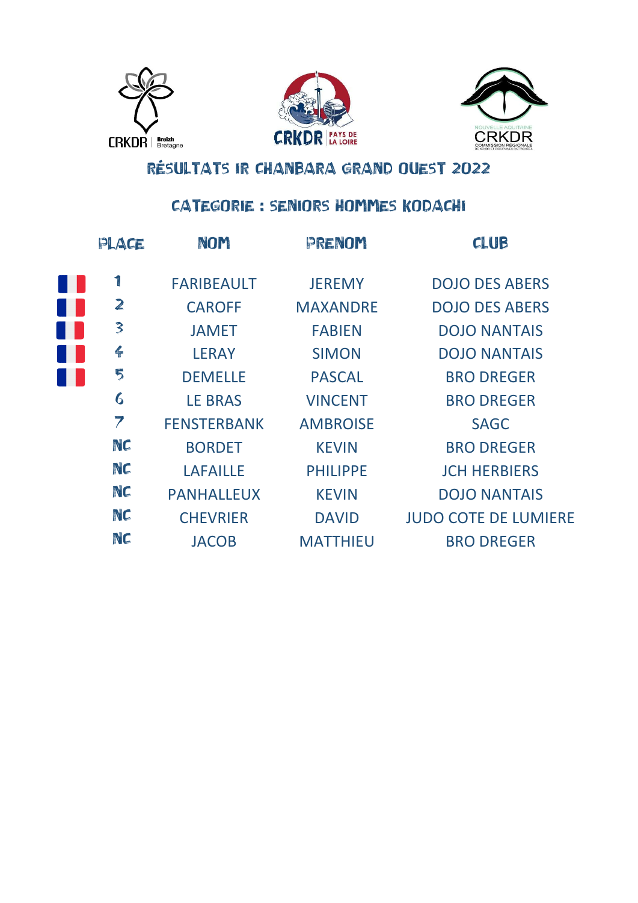# RÉSULTATS IR CHANBARA GRAND OUEST 2022

## CATEGORIE : SENIORS HOMMES KODACHI

| PLACE | NOM | PRENOM | CLUB |
|---|---|---|---|
| 1 | FARIBEAULT | JEREMY | DOJO DES ABERS |
| 2 | CAROFF | MAXANDRE | DOJO DES ABERS |
| 3 | JAMET | FABIEN | DOJO NANTAIS |
| 4 | LERAY | SIMON | DOJO NANTAIS |
| 5 | DEMELLE | PASCAL | BRO DREGER |
| 6 | LE BRAS | VINCENT | BRO DREGER |
| 7 | FENSTERBANK | AMBROISE | SAGC |
| NC | BORDET | KEVIN | BRO DREGER |
| NC | LAFAILLE | PHILIPPE | JCH HERBIERS |
| NC | PANHALLEUX | KEVIN | DOJO NANTAIS |
| NC | CHEVRIER | DAVID | JUDO COTE DE LUMIERE |
| NC | JACOB | MATTHIEU | BRO DREGER |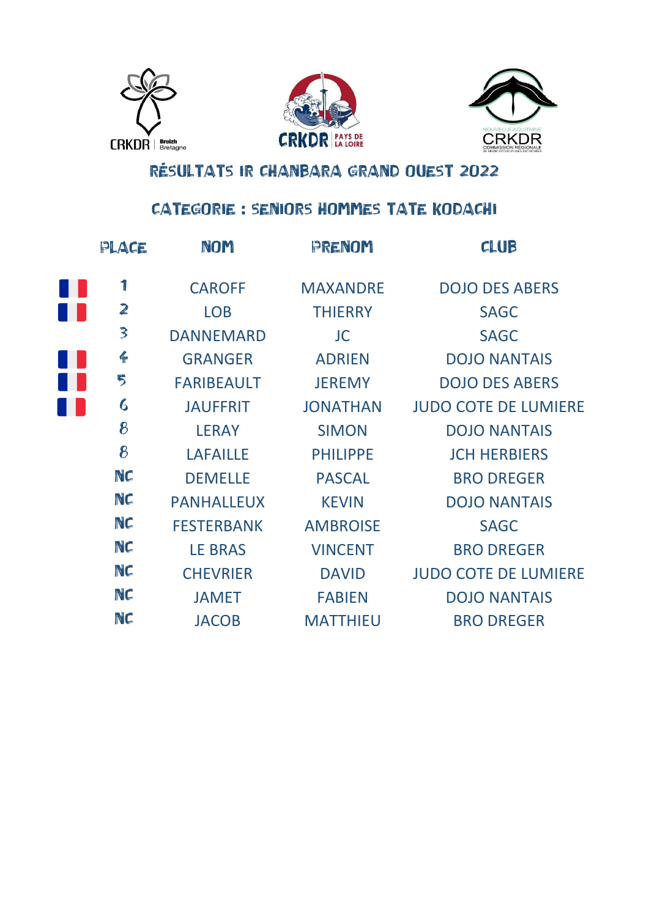CRKDR Breizh Bretagne

CRKDR PAYS DE LA LOIRE

NOUVELLE AQUITAINE CRKDR COMMISSION RÉGIONALE

## RÉSULTATS IR CHANBARA GRAND OUEST 2022

### CATEGORIE : SENIORS HOMMES TATE KODACHI

| PLACE | NOM | PRENOM | CLUB |
|---|---|---|---|
| 1 | CAROFF | MAXANDRE | DOJO DES ABERS |
| 2 | LOB | THIERRY | SAGC |
| 3 | DANNEMARD | JC | SAGC |
| 4 | GRANGER | ADRIEN | DOJO NANTAIS |
| 5 | FARIBEAULT | JEREMY | DOJO DES ABERS |
| 6 | JAUFFRIT | JONATHAN | JUDO COTE DE LUMIERE |
| 8 | LERAY | SIMON | DOJO NANTAIS |
| 8 | LAFAILLE | PHILIPPE | JCH HERBIERS |
| NC | DEMELLE | PASCAL | BRO DREGER |
| NC | PANHALLEUX | KEVIN | DOJO NANTAIS |
| NC | FESTERBANK | AMBROISE | SAGC |
| NC | LE BRAS | VINCENT | BRO DREGER |
| NC | CHEVRIER | DAVID | JUDO COTE DE LUMIERE |
| NC | JAMET | FABIEN | DOJO NANTAIS |
| NC | JACOB | MATTHIEU | BRO DREGER |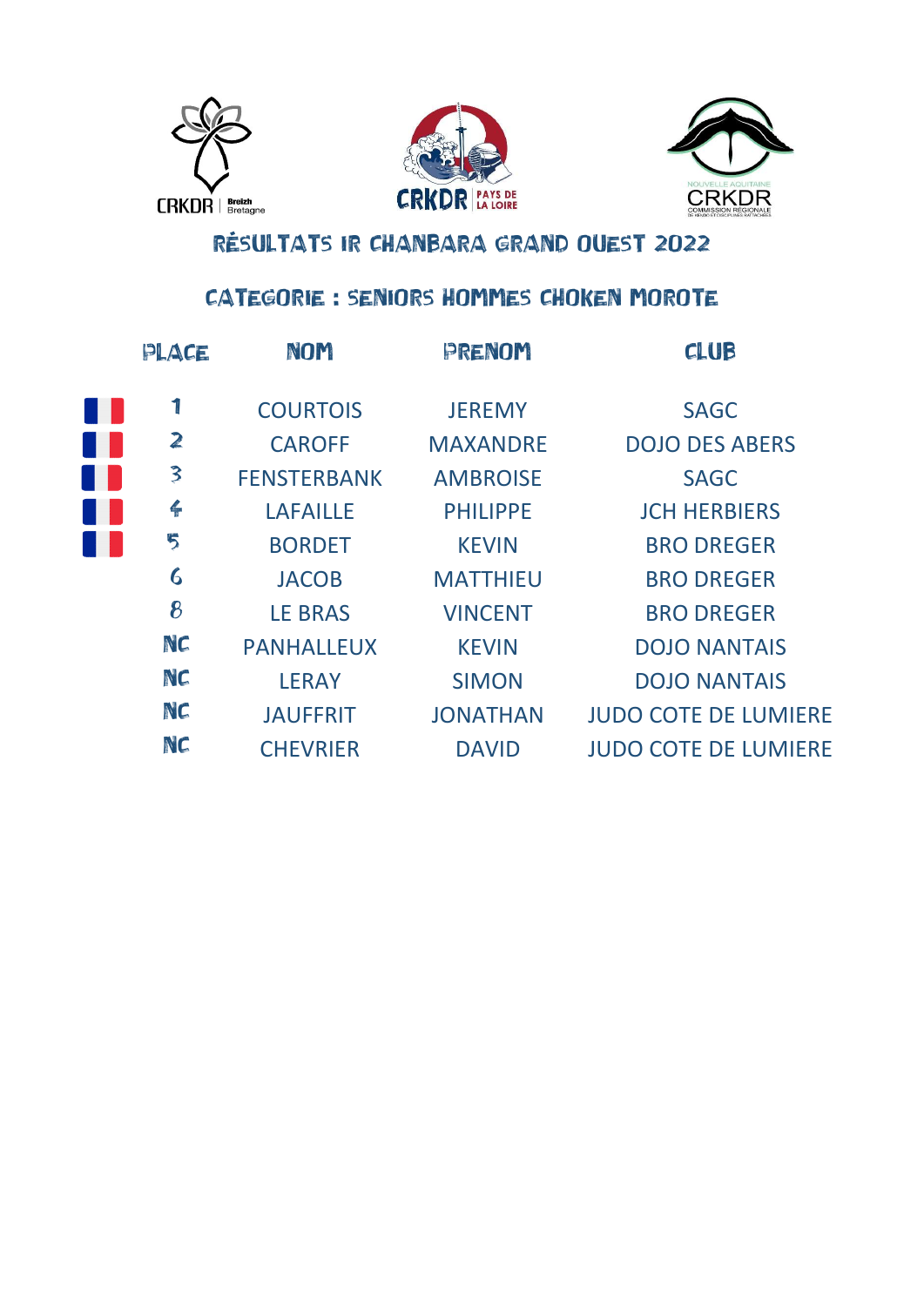# RÉSULTATS IR CHANBARA GRAND OUEST 2022

## CATEGORIE : SENIORS HOMMES CHOKEN MOROTE

| PLACE | NOM | PRENOM | CLUB |
|---|---|---|---|
| 1 | COURTOIS | JEREMY | SAGC |
| 2 | CAROFF | MAXANDRE | DOJO DES ABERS |
| 3 | FENSTERBANK | AMBROISE | SAGC |
| 4 | LAFAILLE | PHILIPPE | JCH HERBIERS |
| 5 | BORDET | KEVIN | BRO DREGER |
| 6 | JACOB | MATTHIEU | BRO DREGER |
| 8 | LE BRAS | VINCENT | BRO DREGER |
| NC | PANHALLEUX | KEVIN | DOJO NANTAIS |
| NC | LERAY | SIMON | DOJO NANTAIS |
| NC | JAUFFRIT | JONATHAN | JUDO COTE DE LUMIERE |
| NC | CHEVRIER | DAVID | JUDO COTE DE LUMIERE |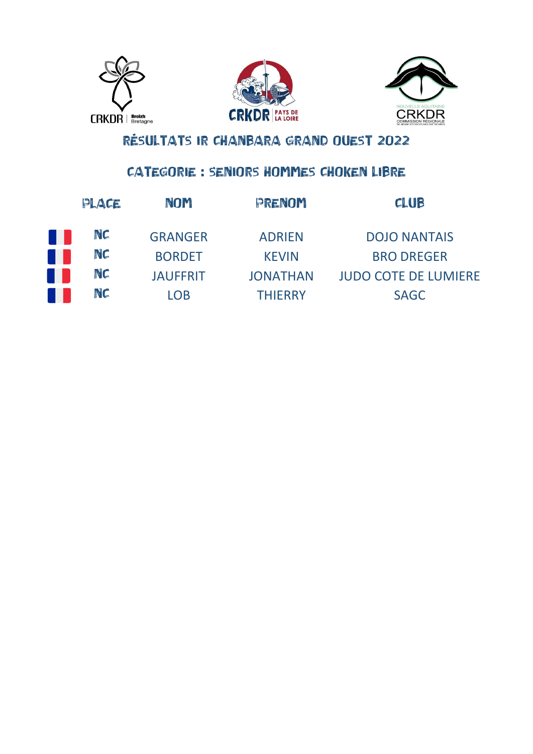# RÉSULTATS IR CHANBARA GRAND OUEST 2022

## CATEGORIE : SENIORS HOMMES CHOKEN LIBRE

| PLACE | NOM | PRENOM | CLUB |
|---|---|---|---|
| NC | GRANGER | ADRIEN | DOJO NANTAIS |
| NC | BORDET | KEVIN | BRO DREGER |
| NC | JAUFFRIT | JONATHAN | JUDO COTE DE LUMIERE |
| NC | LOB | THIERRY | SAGC |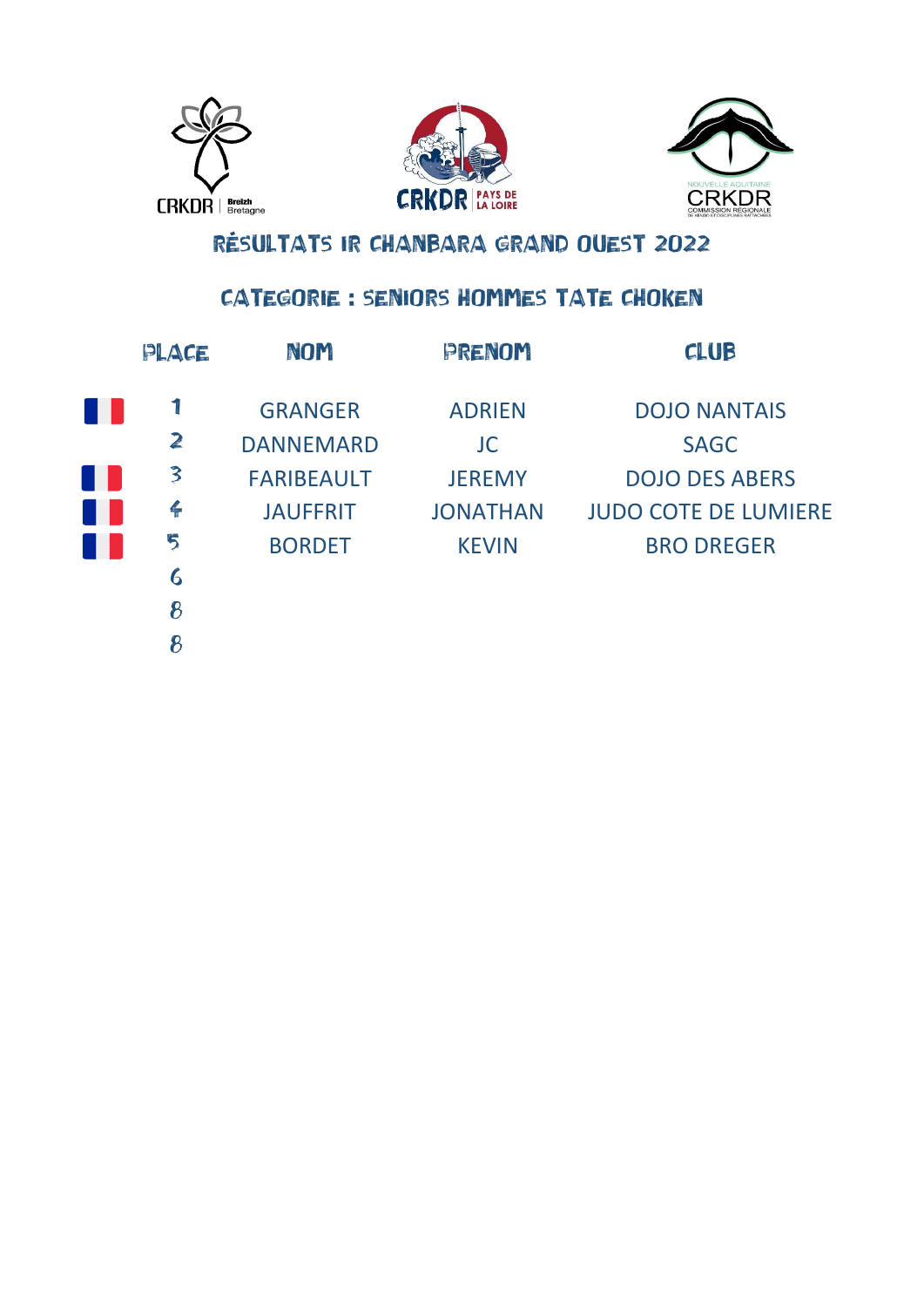CRKDR Breizh Bretagne

CRKDR PAYS DE LA LOIRE

NOUVELLE AQUITAINE CRKDR COMMISSION RÉGIONALE

# RÉSULTATS IR CHANBARA GRAND OUEST 2022

## CATEGORIE : SENIORS HOMMES TATE CHOKEN

| PLACE | NOM | PRENOM | CLUB |
|---|---|---|---|
| 1 | GRANGER | ADRIEN | DOJO NANTAIS |
| 2 | DANNEMARD | JC | SAGC |
| 3 | FARIBEAULT | JEREMY | DOJO DES ABERS |
| 4 | JAUFFRIT | JONATHAN | JUDO COTE DE LUMIERE |
| 5 | BORDET | KEVIN | BRO DREGER |
| 6 | | | |
| 8 | | | |
| 8 | | | |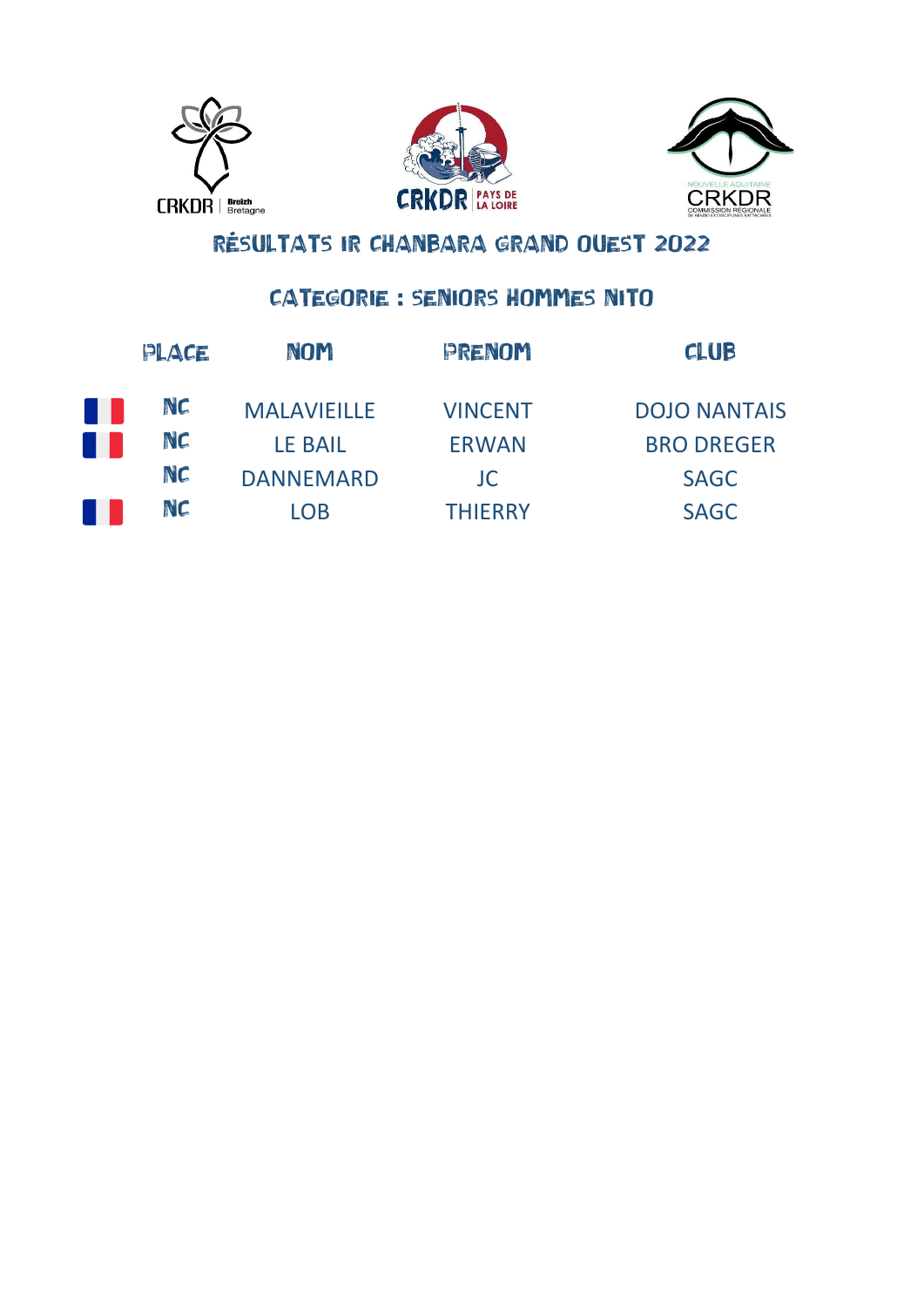CRKDR Breizh Bretagne

CRKDR PAYS DE LA LOIRE

NOUVELLE AQUITAINE CRKDR COMMISSION RÉGIONALE DE KENDO ET DISCIPLINES RATTACHÉES

# RÉSULTATS IR CHANBARA GRAND OUEST 2022

## CATEGORIE : SENIORS HOMMES NITO

| PLACE | NOM | PRENOM | CLUB |
|---|---|---|---|
| NC | MALAVIEILLE | VINCENT | DOJO NANTAIS |
| NC | LE BAIL | ERWAN | BRO DREGER |
| NC | DANNEMARD | JC | SAGC |
| NC | LOB | THIERRY | SAGC |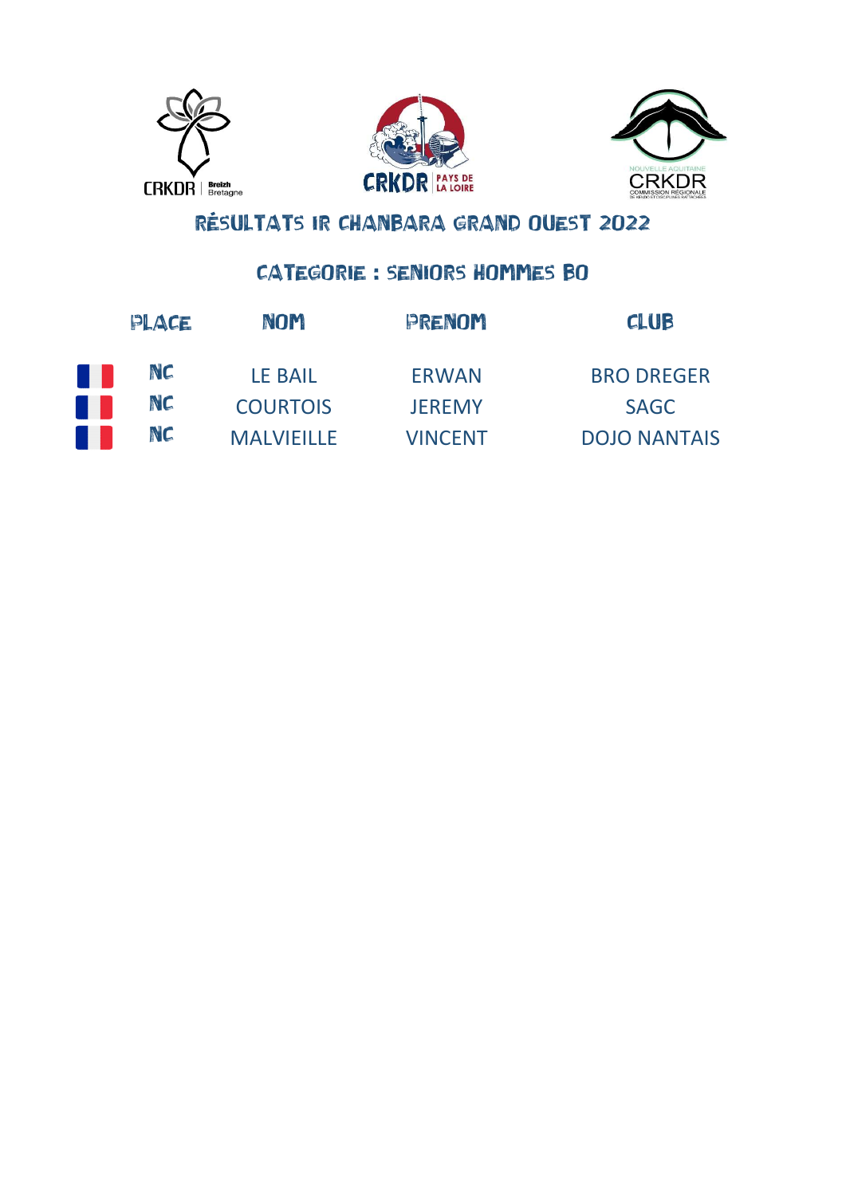# RÉSULTATS IR CHANBARA GRAND OUEST 2022

## CATEGORIE : SENIORS HOMMES BO

| PLACE | NOM | PRENOM | CLUB |
|---|---|---|---|
| NC | LE BAIL | ERWAN | BRO DREGER |
| NC | COURTOIS | JEREMY | SAGC |
| NC | MALVIEILLE | VINCENT | DOJO NANTAIS |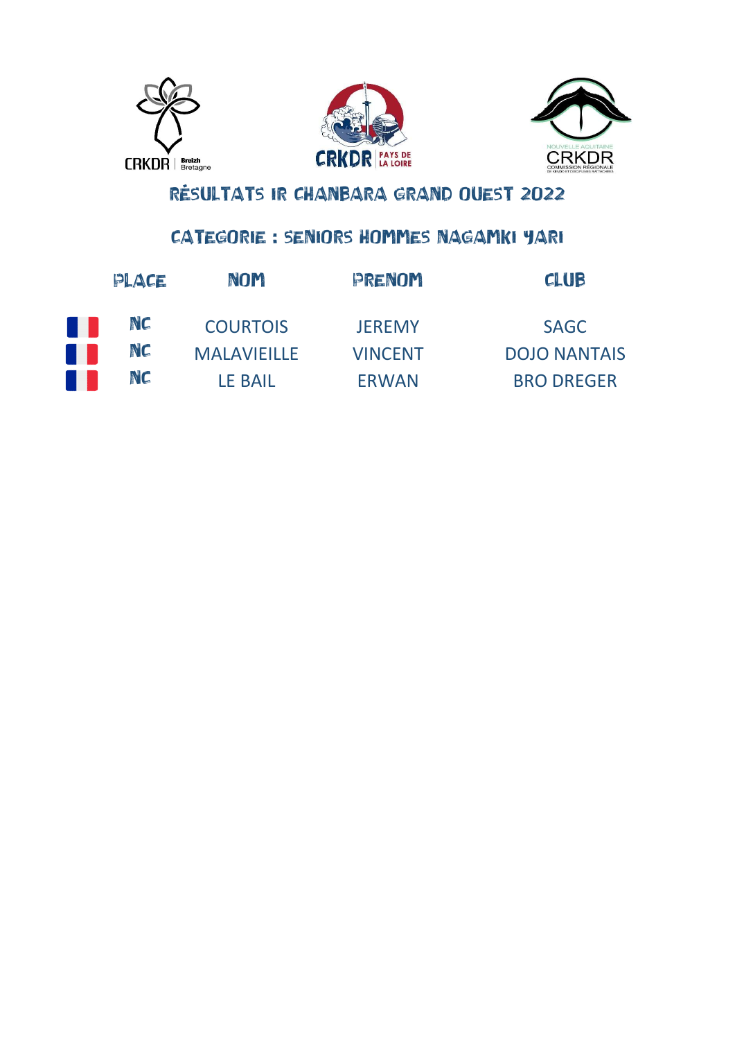CRKDR Breizh Bretagne — CRKDR Pays de la Loire — Nouvelle Aquitaine CRKDR Commission Régionale de Kendo et Disciplines Rattachées

# RÉSULTATS IR CHANBARA GRAND OUEST 2022

## CATEGORIE : SENIORS HOMMES NAGAMKI YARI

| PLACE | NOM | PRENOM | CLUB |
|---|---|---|---|
| NC | COURTOIS | JEREMY | SAGC |
| NC | MALAVIEILLE | VINCENT | DOJO NANTAIS |
| NC | LE BAIL | ERWAN | BRO DREGER |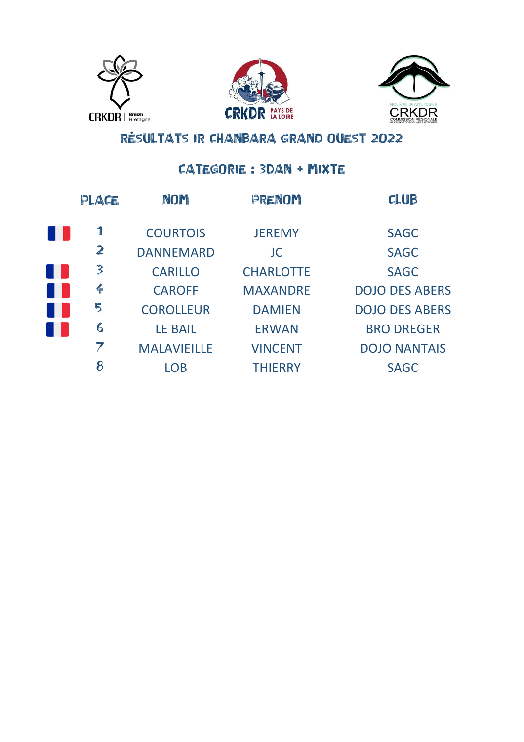# RÉSULTATS IR CHANBARA GRAND OUEST 2022

## CATEGORIE : 3DAN + MIXTE

| PLACE | NOM | PRENOM | CLUB |
|---|---|---|---|
| 1 | COURTOIS | JEREMY | SAGC |
| 2 | DANNEMARD | JC | SAGC |
| 3 | CARILLO | CHARLOTTE | SAGC |
| 4 | CAROFF | MAXANDRE | DOJO DES ABERS |
| 5 | COROLLEUR | DAMIEN | DOJO DES ABERS |
| 6 | LE BAIL | ERWAN | BRO DREGER |
| 7 | MALAVIEILLE | VINCENT | DOJO NANTAIS |
| 8 | LOB | THIERRY | SAGC |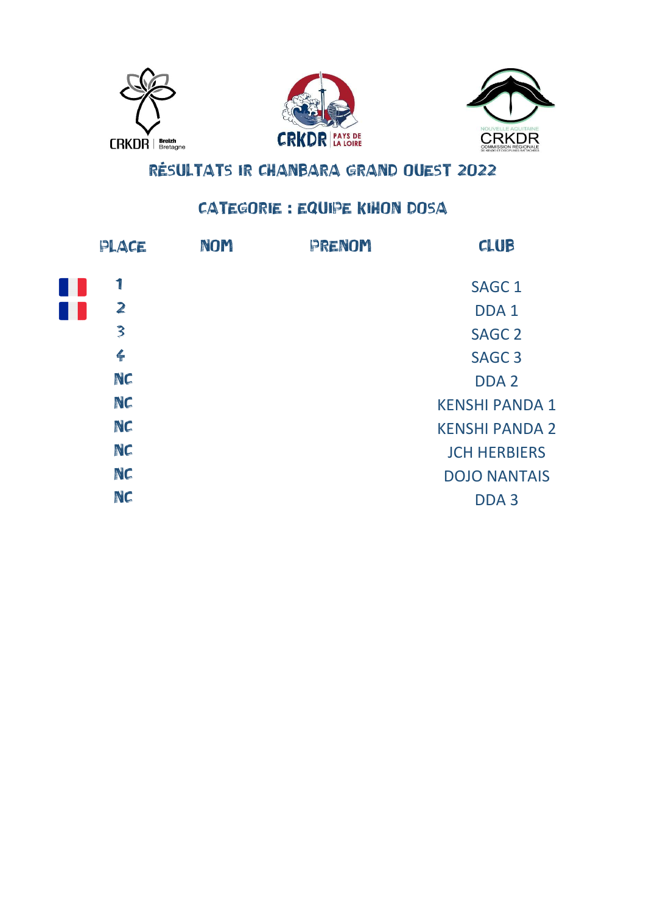CRKDR Breizh Bretagne

CRKDR PAYS DE LA LOIRE

NOUVELLE AQUITAINE CRKDR COMMISSION RÉGIONALE DE KENDO ET DISCIPLINES RATTACHÉES

# RÉSULTATS IR CHANBARA GRAND OUEST 2022

## CATEGORIE : EQUIPE KIHON DOSA

| PLACE | NOM | PRENOM | CLUB |
|---|---|---|---|
| 1 | | | SAGC 1 |
| 2 | | | DDA 1 |
| 3 | | | SAGC 2 |
| 4 | | | SAGC 3 |
| NC | | | DDA 2 |
| NC | | | KENSHI PANDA 1 |
| NC | | | KENSHI PANDA 2 |
| NC | | | JCH HERBIERS |
| NC | | | DOJO NANTAIS |
| NC | | | DDA 3 |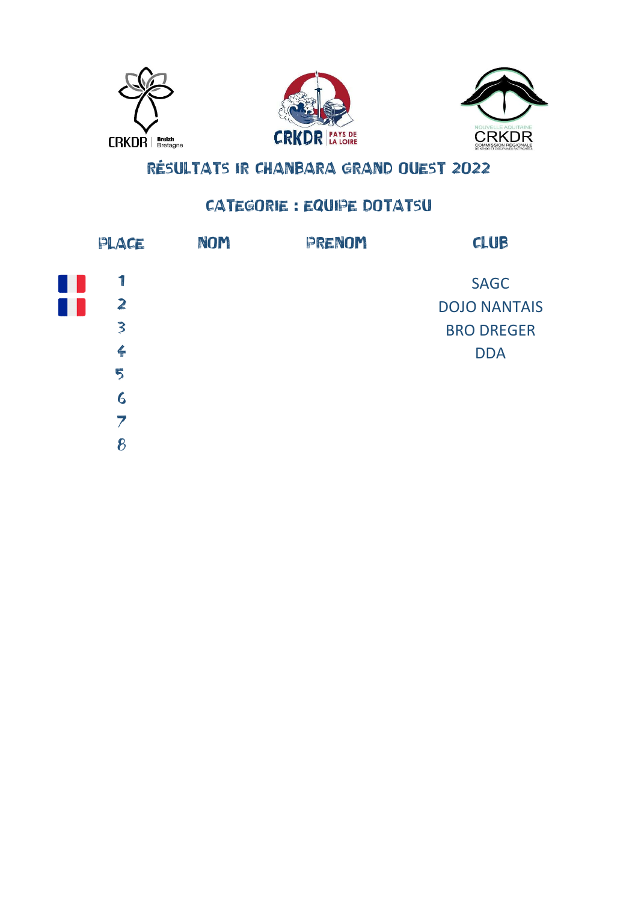CRKDR Breizh Bretagne

CRKDR PAYS DE LA LOIRE

NOUVELLE AQUITAINE CRKDR COMMISSION RÉGIONALE DE KENDO ET DISCIPLINES RATTACHÉES

# RÉSULTATS IR CHANBARA GRAND OUEST 2022

## CATEGORIE : EQUIPE DOTATSU

| PLACE | NOM | PRENOM | CLUB |
|---|---|---|---|
| 1 | | | SAGC |
| 2 | | | DOJO NANTAIS |
| 3 | | | BRO DREGER |
| 4 | | | DDA |
| 5 | | | |
| 6 | | | |
| 7 | | | |
| 8 | | | |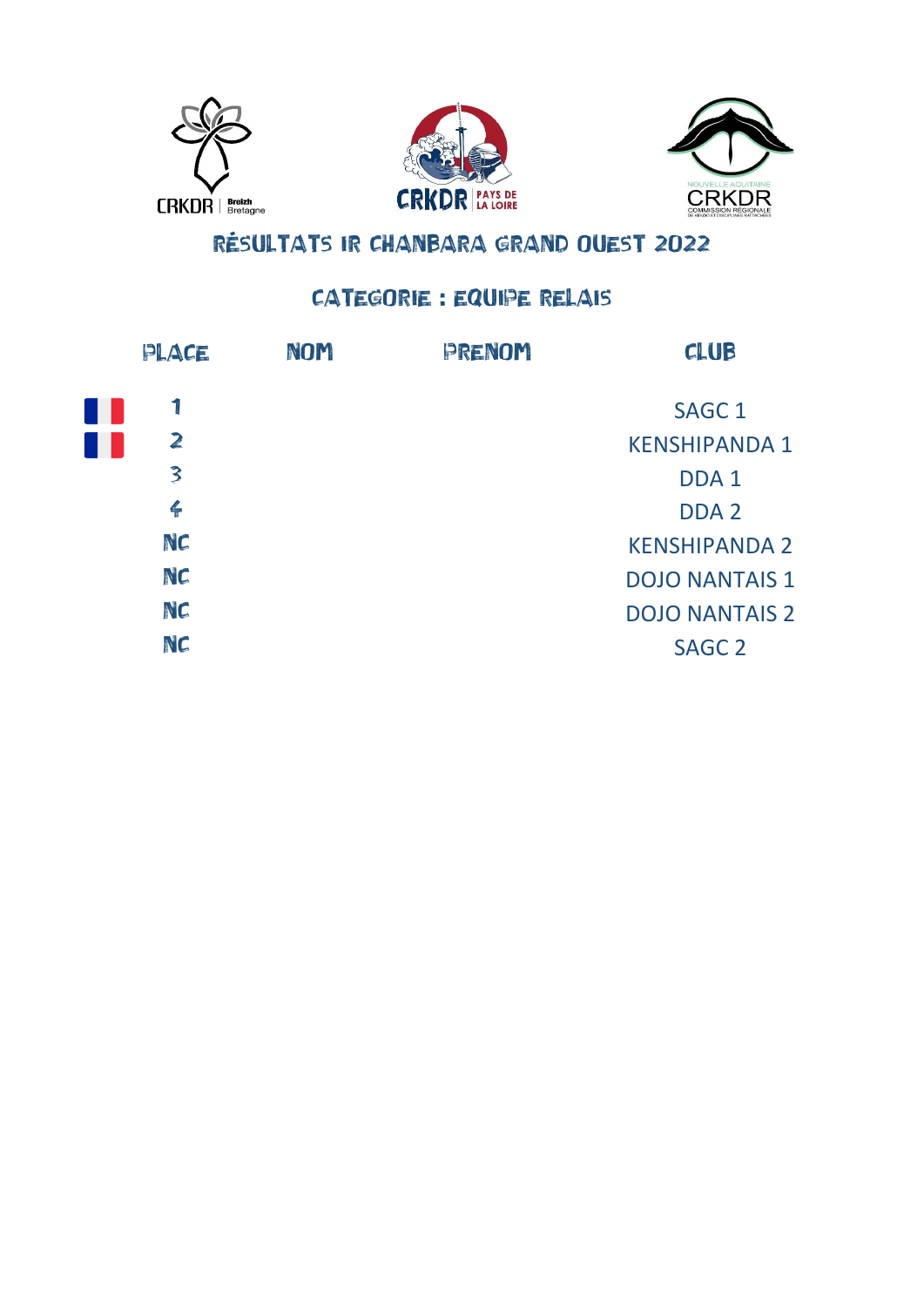CRKDR Breizh Bretagne

CRKDR PAYS DE LA LOIRE

NOUVELLE AQUITAINE CRKDR COMMISSION RÉGIONALE

# RÉSULTATS IR CHANBARA GRAND OUEST 2022

## CATEGORIE : EQUIPE RELAIS

| PLACE | NOM | PRENOM | CLUB |
|---|---|---|---|
| 1 | | | SAGC 1 |
| 2 | | | KENSHIPANDA 1 |
| 3 | | | DDA 1 |
| 4 | | | DDA 2 |
| NC | | | KENSHIPANDA 2 |
| NC | | | DOJO NANTAIS 1 |
| NC | | | DOJO NANTAIS 2 |
| NC | | | SAGC 2 |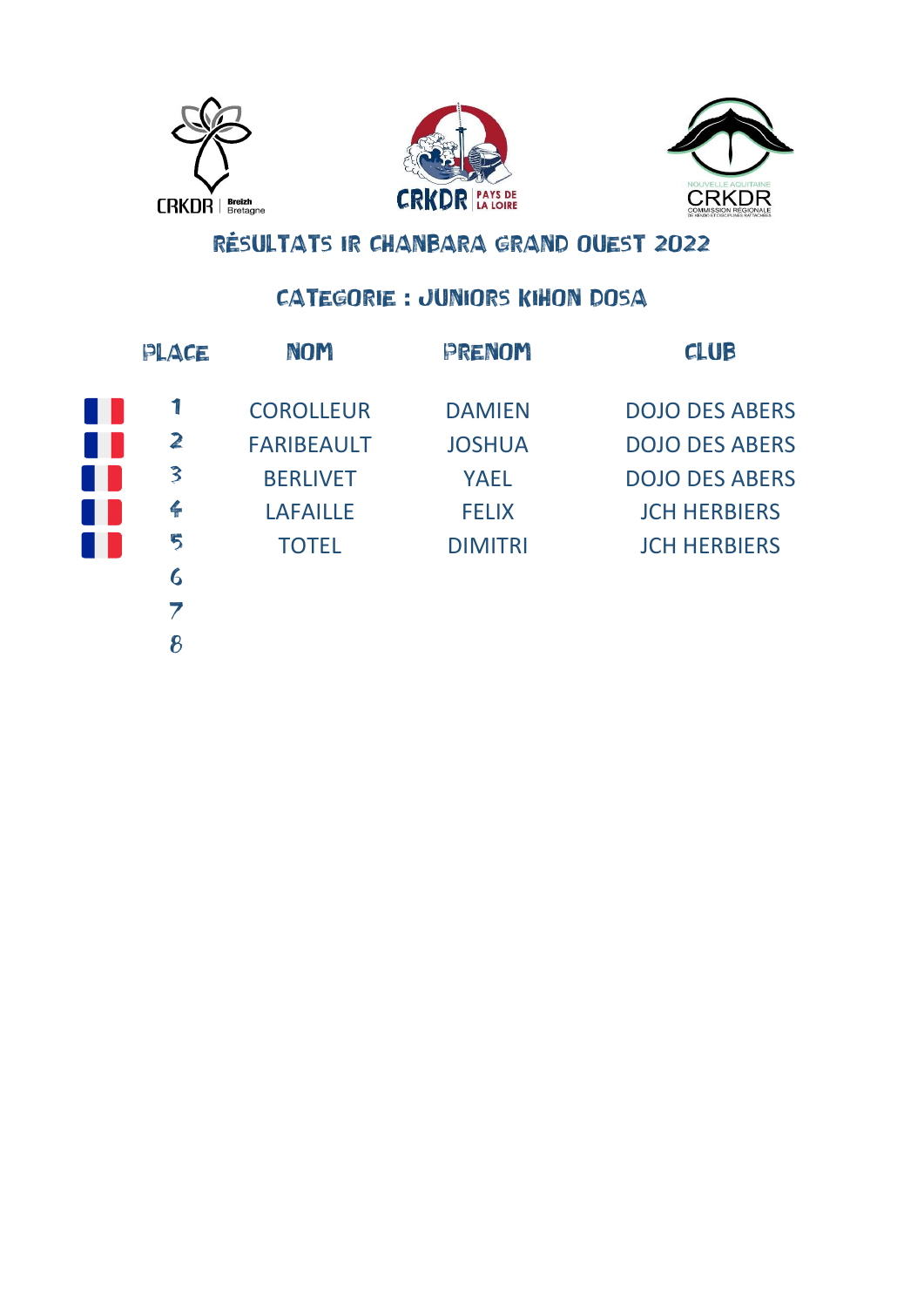CRKDR Breizh Bretagne — CRKDR Pays de la Loire — Nouvelle Aquitaine CRKDR Commission Régionale de Kendo et Disciplines Rattachées

# RÉSULTATS IR CHANBARA GRAND OUEST 2022

## CATEGORIE : JUNIORS KIHON DOSA

| PLACE | NOM | PRENOM | CLUB |
| --- | --- | --- | --- |
| 1 | COROLLEUR | DAMIEN | DOJO DES ABERS |
| 2 | FARIBEAULT | JOSHUA | DOJO DES ABERS |
| 3 | BERLIVET | YAEL | DOJO DES ABERS |
| 4 | LAFAILLE | FELIX | JCH HERBIERS |
| 5 | TOTEL | DIMITRI | JCH HERBIERS |
| 6 | | | |
| 7 | | | |
| 8 | | | |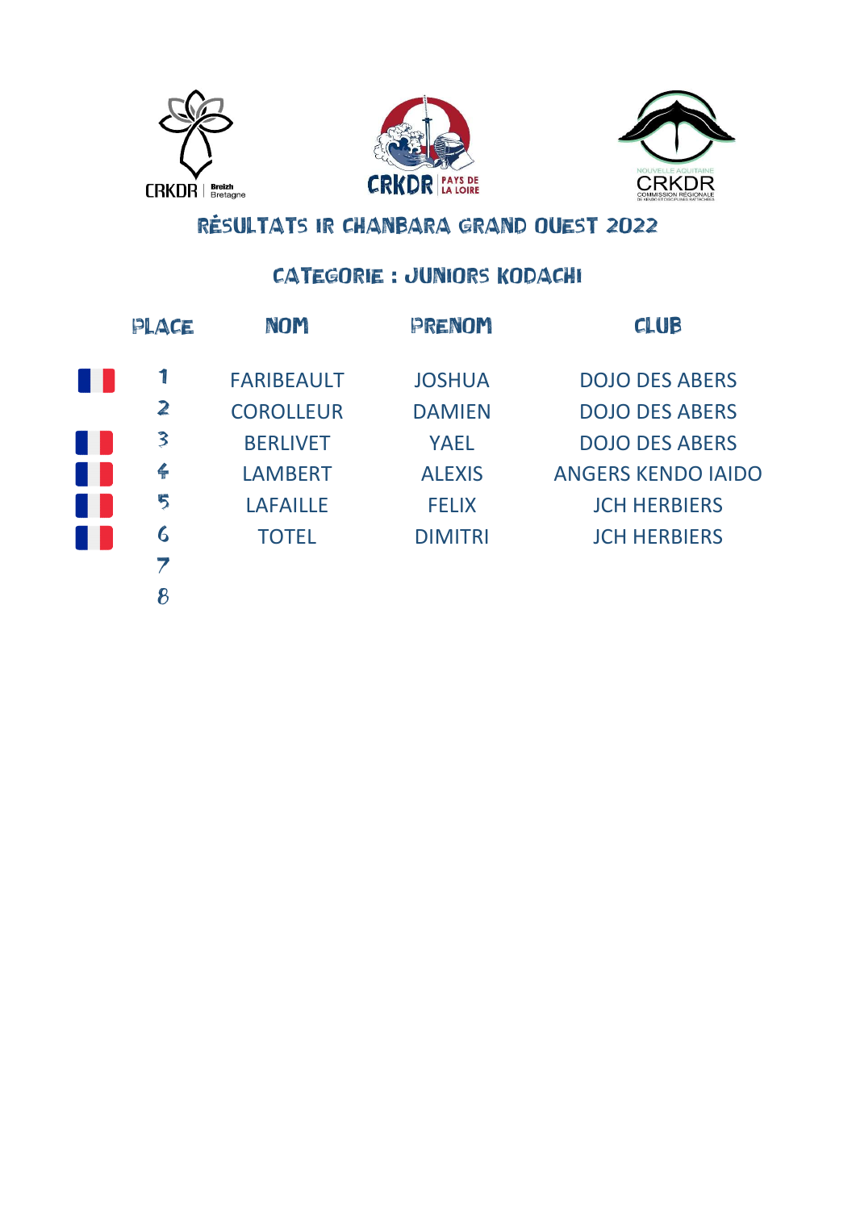CRKDR Breizh Bretagne

CRKDR PAYS DE LA LOIRE

NOUVELLE AQUITAINE CRKDR COMMISSION RÉGIONALE DE KENDO ET DISCIPLINES RATTACHÉES

# RÉSULTATS IR CHANBARA GRAND OUEST 2022

## CATEGORIE : JUNIORS KODACHI

| PLACE | NOM | PRENOM | CLUB |
|---|---|---|---|
| 1 | FARIBEAULT | JOSHUA | DOJO DES ABERS |
| 2 | COROLLEUR | DAMIEN | DOJO DES ABERS |
| 3 | BERLIVET | YAEL | DOJO DES ABERS |
| 4 | LAMBERT | ALEXIS | ANGERS KENDO IAIDO |
| 5 | LAFAILLE | FELIX | JCH HERBIERS |
| 6 | TOTEL | DIMITRI | JCH HERBIERS |
| 7 | | | |
| 8 | | | |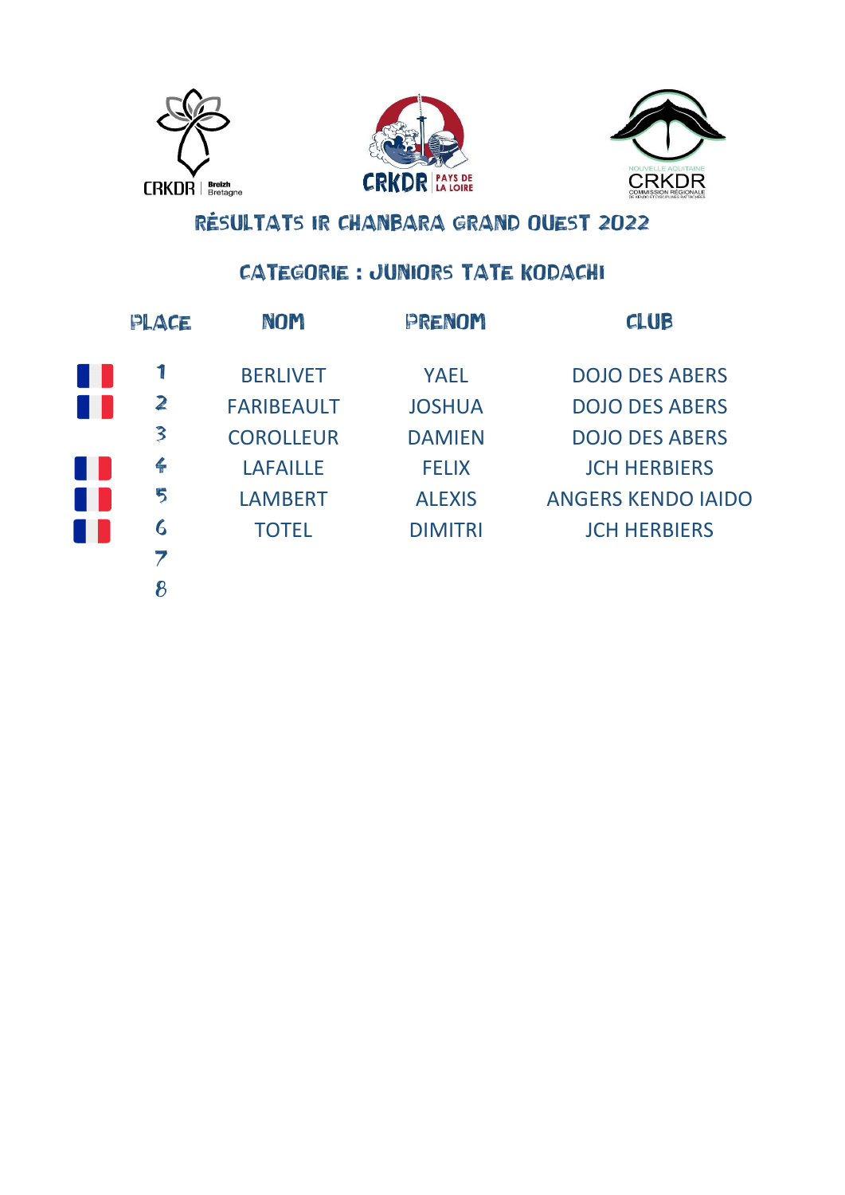CRKDR Breizh Bretagne

CRKDR PAYS DE LA LOIRE

NOUVELLE AQUITAINE CRKDR COMMISSION RÉGIONALE

# RÉSULTATS IR CHANBARA GRAND OUEST 2022

## CATEGORIE : JUNIORS TATE KODACHI

| PLACE | NOM | PRENOM | CLUB |
|---|---|---|---|
| 1 | BERLIVET | YAEL | DOJO DES ABERS |
| 2 | FARIBEAULT | JOSHUA | DOJO DES ABERS |
| 3 | COROLLEUR | DAMIEN | DOJO DES ABERS |
| 4 | LAFAILLE | FELIX | JCH HERBIERS |
| 5 | LAMBERT | ALEXIS | ANGERS KENDO IAIDO |
| 6 | TOTEL | DIMITRI | JCH HERBIERS |
| 7 | | | |
| 8 | | | |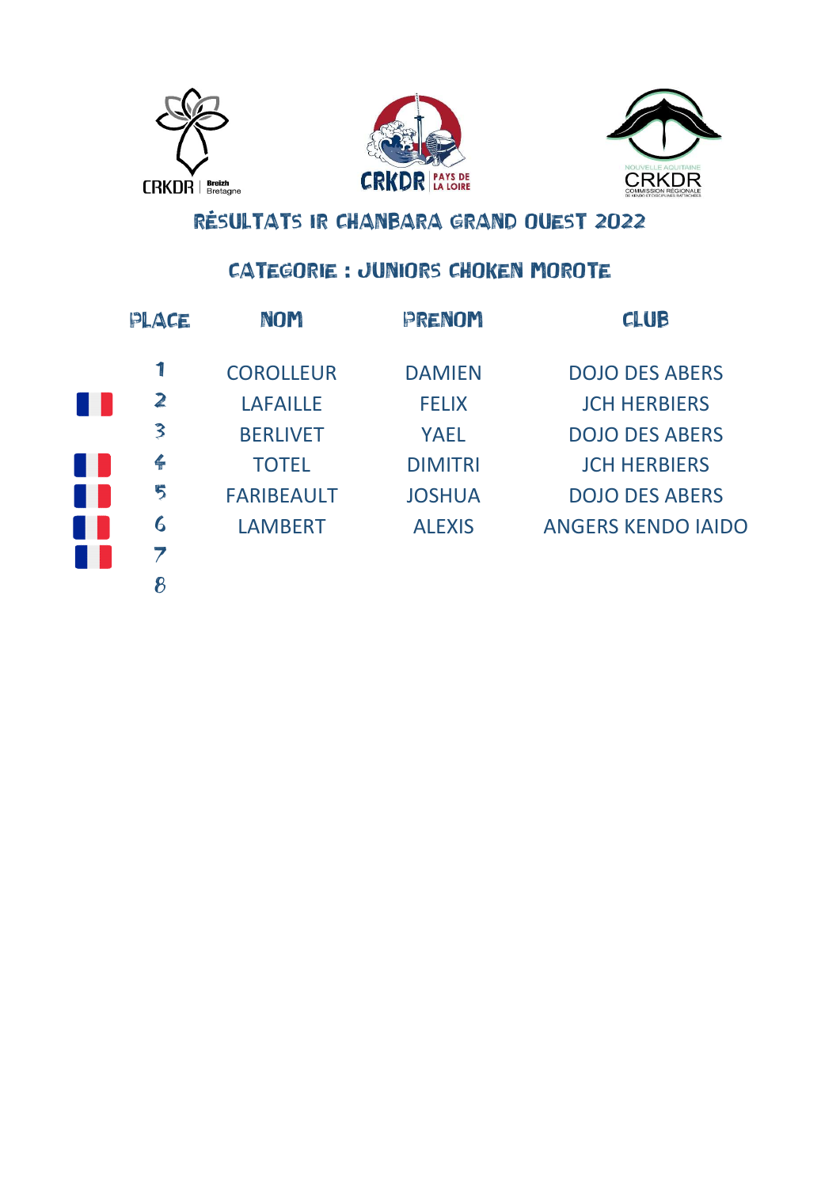# RÉSULTATS IR CHANBARA GRAND OUEST 2022

## CATEGORIE : JUNIORS CHOKEN MOROTE

| PLACE | NOM | PRENOM | CLUB |
|---|---|---|---|
| 1 | COROLLEUR | DAMIEN | DOJO DES ABERS |
| 2 | LAFAILLE | FELIX | JCH HERBIERS |
| 3 | BERLIVET | YAEL | DOJO DES ABERS |
| 4 | TOTEL | DIMITRI | JCH HERBIERS |
| 5 | FARIBEAULT | JOSHUA | DOJO DES ABERS |
| 6 | LAMBERT | ALEXIS | ANGERS KENDO IAIDO |
| 7 | | | |
| 8 | | | |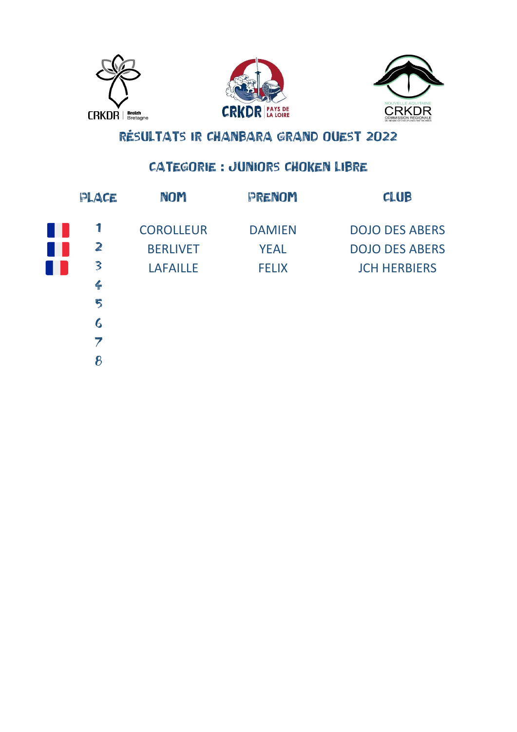CRKDR Breizh Bretagne — CRKDR Pays de la Loire — Nouvelle Aquitaine CRKDR Commission Régionale de Kendo et Disciplines Rattachées

# RÉSULTATS IR CHANBARA GRAND OUEST 2022

## CATEGORIE : JUNIORS CHOKEN LIBRE

| PLACE | NOM | PRENOM | CLUB |
|---|---|---|---|
| 1 | COROLLEUR | DAMIEN | DOJO DES ABERS |
| 2 | BERLIVET | YEAL | DOJO DES ABERS |
| 3 | LAFAILLE | FELIX | JCH HERBIERS |
| 4 | | | |
| 5 | | | |
| 6 | | | |
| 7 | | | |
| 8 | | | |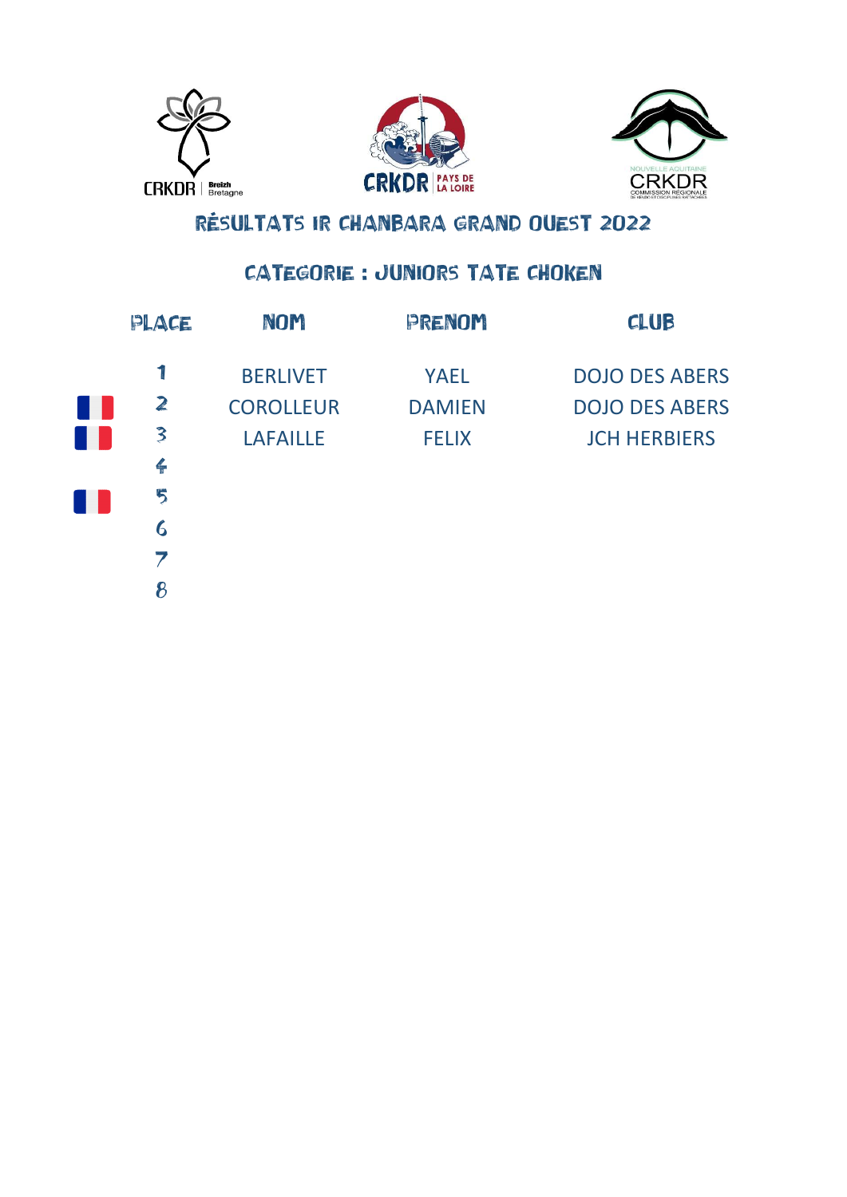# RÉSULTATS IR CHANBARA GRAND OUEST 2022

## CATEGORIE : JUNIORS TATE CHOKEN

| PLACE | NOM | PRENOM | CLUB |
| --- | --- | --- | --- |
| 1 | BERLIVET | YAEL | DOJO DES ABERS |
| 2 | COROLLEUR | DAMIEN | DOJO DES ABERS |
| 3 | LAFAILLE | FELIX | JCH HERBIERS |
| 4 | | | |
| 5 | | | |
| 6 | | | |
| 7 | | | |
| 8 | | | |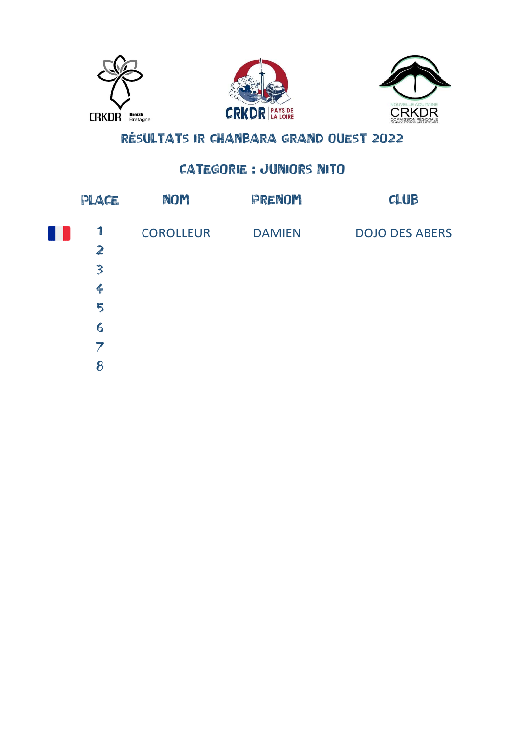# RÉSULTATS IR CHANBARA GRAND OUEST 2022

## CATEGORIE : JUNIORS NITO

| PLACE | NOM | PRENOM | CLUB |
|---|---|---|---|
| 1 | COROLLEUR | DAMIEN | DOJO DES ABERS |
| 2 | | | |
| 3 | | | |
| 4 | | | |
| 5 | | | |
| 6 | | | |
| 7 | | | |
| 8 | | | |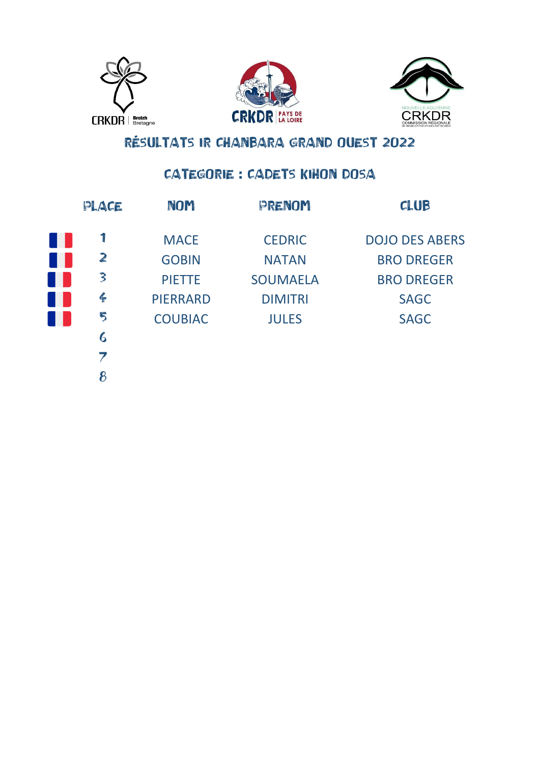# RÉSULTATS IR CHANBARA GRAND OUEST 2022

## CATEGORIE : CADETS KIHON DOSA

| PLACE | NOM | PRENOM | CLUB |
| --- | --- | --- | --- |
| 1 | MACE | CEDRIC | DOJO DES ABERS |
| 2 | GOBIN | NATAN | BRO DREGER |
| 3 | PIETTE | SOUMAELA | BRO DREGER |
| 4 | PIERRARD | DIMITRI | SAGC |
| 5 | COUBIAC | JULES | SAGC |
| 6 | | | |
| 7 | | | |
| 8 | | | |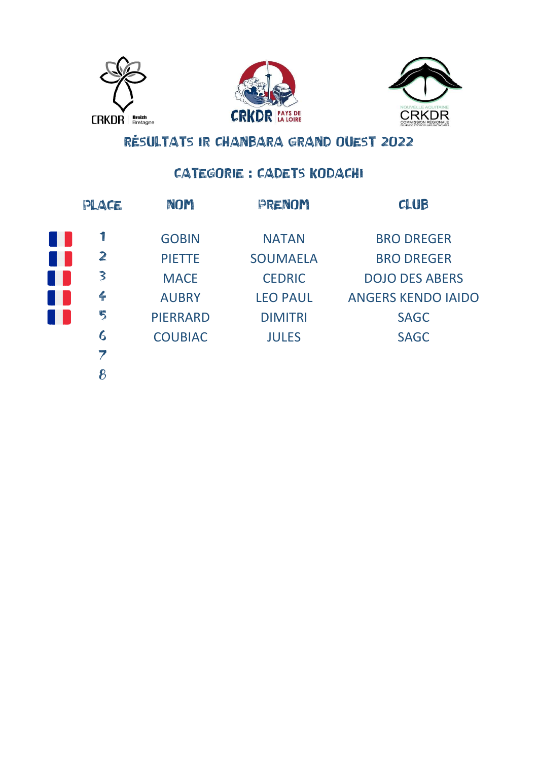CRKDR Breizh Bretagne

CRKDR PAYS DE LA LOIRE

NOUVELLE AQUITAINE CRKDR COMMISSION RÉGIONALE DE KENDO ET DISCIPLINES RATTACHÉES

# RÉSULTATS IR CHANBARA GRAND OUEST 2022

## CATEGORIE : CADETS KODACHI

| PLACE | NOM | PRENOM | CLUB |
|---|---|---|---|
| 1 | GOBIN | NATAN | BRO DREGER |
| 2 | PIETTE | SOUMAELA | BRO DREGER |
| 3 | MACE | CEDRIC | DOJO DES ABERS |
| 4 | AUBRY | LEO PAUL | ANGERS KENDO IAIDO |
| 5 | PIERRARD | DIMITRI | SAGC |
| 6 | COUBIAC | JULES | SAGC |
| 7 | | | |
| 8 | | | |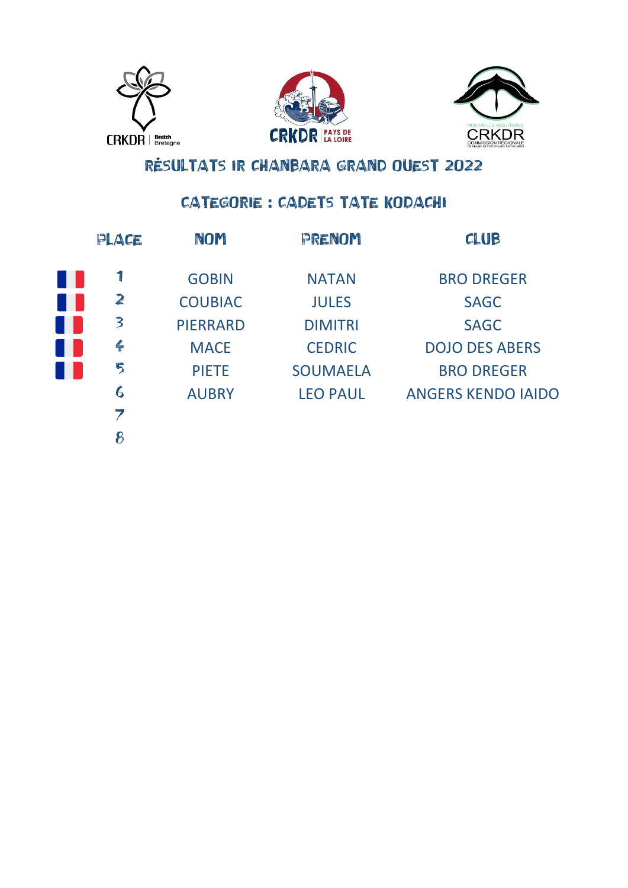CRKDR Breizh Bretagne

CRKDR PAYS DE LA LOIRE

NOUVELLE AQUITAINE CRKDR COMMISSION RÉGIONALE

# RÉSULTATS IR CHANBARA GRAND OUEST 2022

## CATEGORIE : CADETS TATE KODACHI

| PLACE | NOM | PRENOM | CLUB |
|---|---|---|---|
| 1 | GOBIN | NATAN | BRO DREGER |
| 2 | COUBIAC | JULES | SAGC |
| 3 | PIERRARD | DIMITRI | SAGC |
| 4 | MACE | CEDRIC | DOJO DES ABERS |
| 5 | PIETE | SOUMAELA | BRO DREGER |
| 6 | AUBRY | LEO PAUL | ANGERS KENDO IAIDO |
| 7 | | | |
| 8 | | | |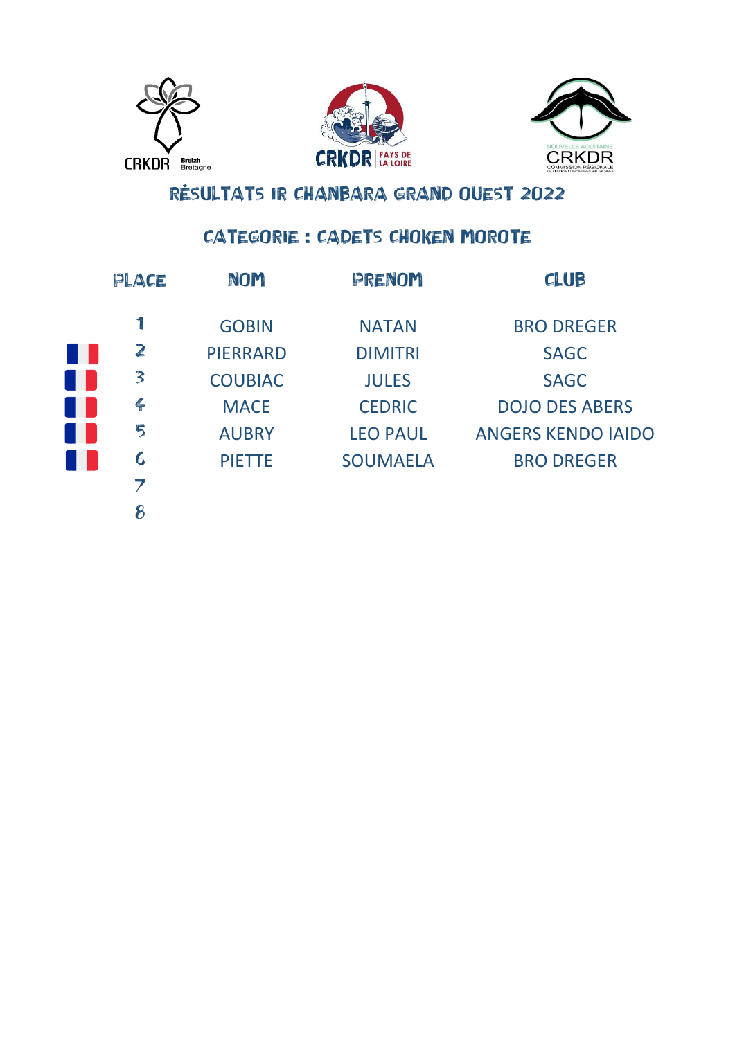# RÉSULTATS IR CHANBARA GRAND OUEST 2022

## CATEGORIE : CADETS CHOKEN MOROTE

| PLACE | NOM | PRENOM | CLUB |
|---|---|---|---|
| 1 | GOBIN | NATAN | BRO DREGER |
| 2 | PIERRARD | DIMITRI | SAGC |
| 3 | COUBIAC | JULES | SAGC |
| 4 | MACE | CEDRIC | DOJO DES ABERS |
| 5 | AUBRY | LEO PAUL | ANGERS KENDO IAIDO |
| 6 | PIETTE | SOUMAELA | BRO DREGER |
| 7 | | | |
| 8 | | | |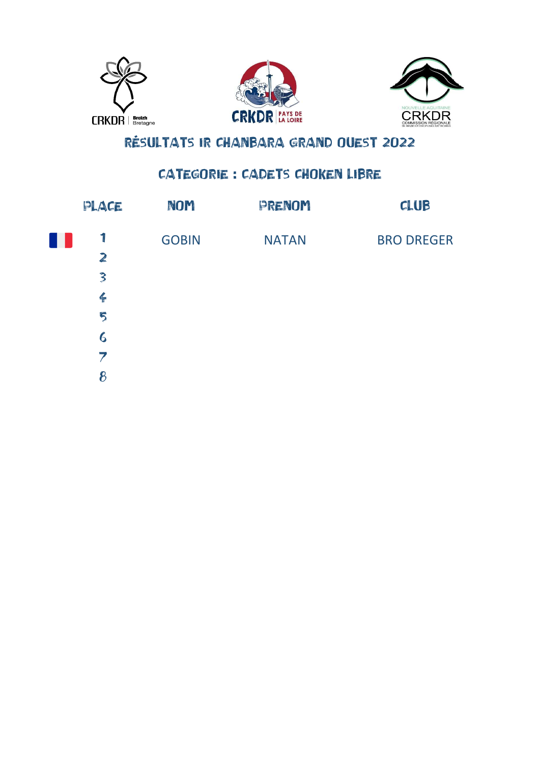CRKDR Breizh Bretagne

CRKDR PAYS DE LA LOIRE

NOUVELLE AQUITAINE CRKDR COMMISSION RÉGIONALE DE KENDO ET DISCIPLINES RATTACHÉES

# RÉSULTATS IR CHANBARA GRAND OUEST 2022

## CATEGORIE : CADETS CHOKEN LIBRE

| PLACE | NOM | PRENOM | CLUB |
|---|---|---|---|
| 1 | GOBIN | NATAN | BRO DREGER |
| 2 | | | |
| 3 | | | |
| 4 | | | |
| 5 | | | |
| 6 | | | |
| 7 | | | |
| 8 | | | |